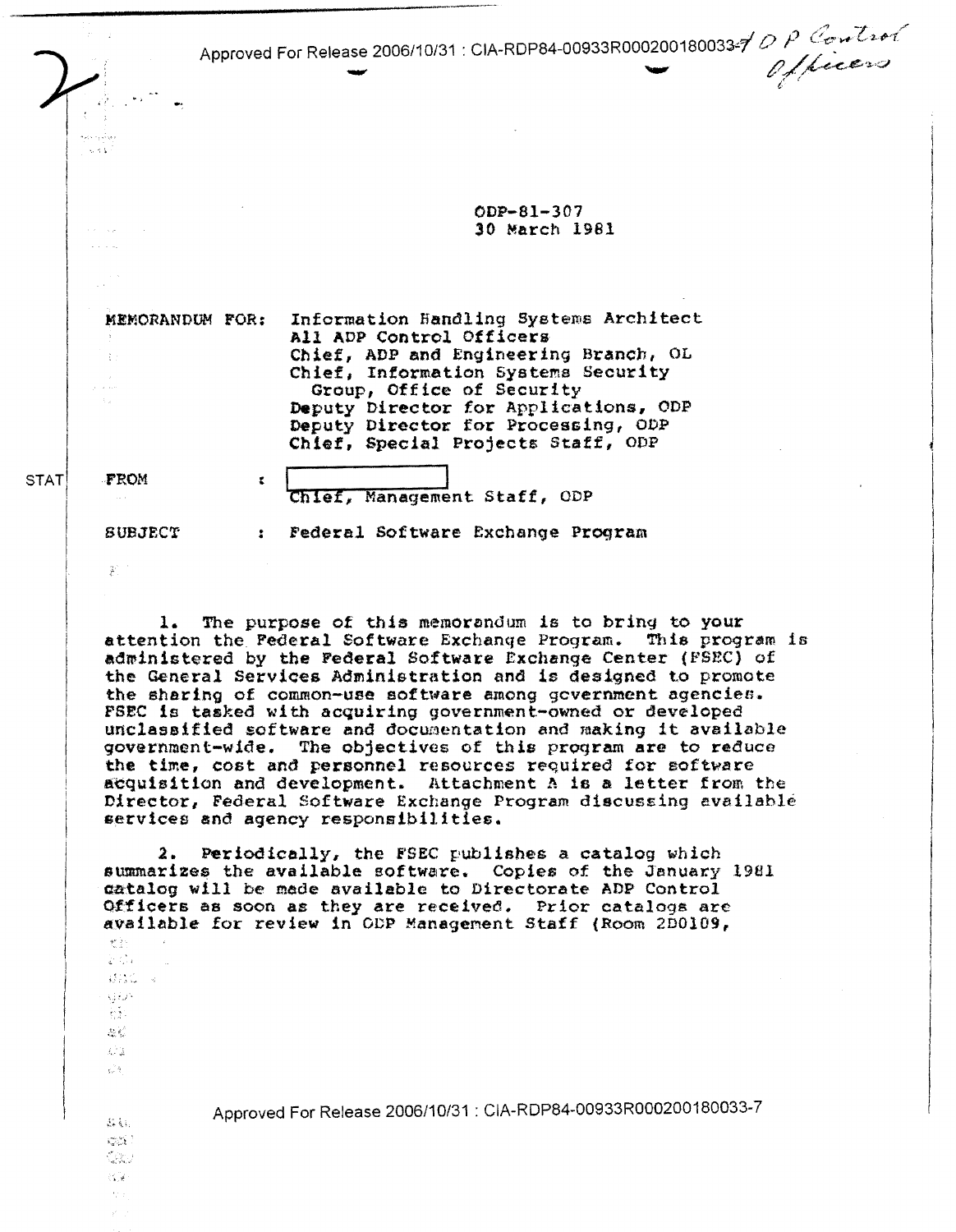ODP-81-307
30 March 1981

MEMORANDUM FOR: Information Handling Systems Architect
All ADP Control Officers
Chief, ADP and Engineering Branch, OL
Chief, Information Systems Security Group, Office of Security
Deputy Director for Applications, ODP
Deputy Director for Processing, ODP
Chief, Special Projects Staff, ODP

FROM : Chief, Management Staff, ODP

SUBJECT : Federal Software Exchange Program

1. The purpose of this memorandum is to bring to your attention the Federal Software Exchange Program. This program is administered by the Federal Software Exchange Center (FSEC) of the General Services Administration and is designed to promote the sharing of common-use software among government agencies. FSEC is tasked with acquiring government-owned or developed unclassified software and documentation and making it available government-wide. The objectives of this program are to reduce the time, cost and personnel resources required for software acquisition and development. Attachment A is a letter from the Director, Federal Software Exchange Program discussing available services and agency responsibilities.

2. Periodically, the FSEC publishes a catalog which summarizes the available software. Copies of the January 1981 catalog will be made available to Directorate ADP Control Officers as soon as they are received. Prior catalogs are available for review in ODP Management Staff (Room 2D0109,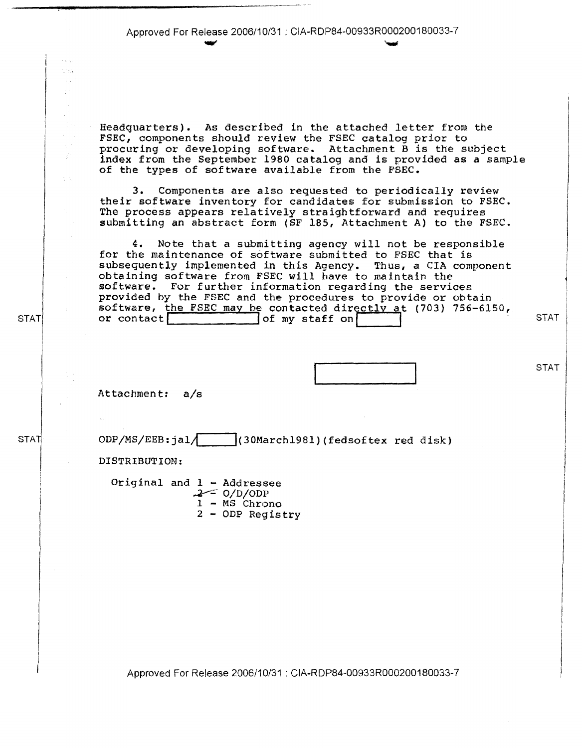Headquarters). As described in the attached letter from the FSEC, components should review the FSEC catalog prior to procuring or developing software. Attachment B is the subject index from the September 1980 catalog and is provided as a sample of the types of software available from the FSEC.

3. Components are also requested to periodically review their software inventory for candidates for submission to FSEC. The process appears relatively straightforward and requires submitting an abstract form (SF 185, Attachment A) to the FSEC.

4. Note that a submitting agency will not be responsible for the maintenance of software submitted to FSEC that is subsequently implemented in this Agency. Thus, a CIA component obtaining software from FSEC will have to maintain the software. For further information regarding the services provided by the FSEC and the procedures to provide or obtain software, the FSEC may be contacted directly at (703) 756-6150, or contact [          ] of my staff on [          ]

STAT

[          ]

Attachment: a/s

ODP/MS/EEB:jal/[          ](30March1981)(fedsoftex red disk)

DISTRIBUTION:

Original and 1 - Addressee
2 - O/D/ODP
1 - MS Chrono
2 - ODP Registry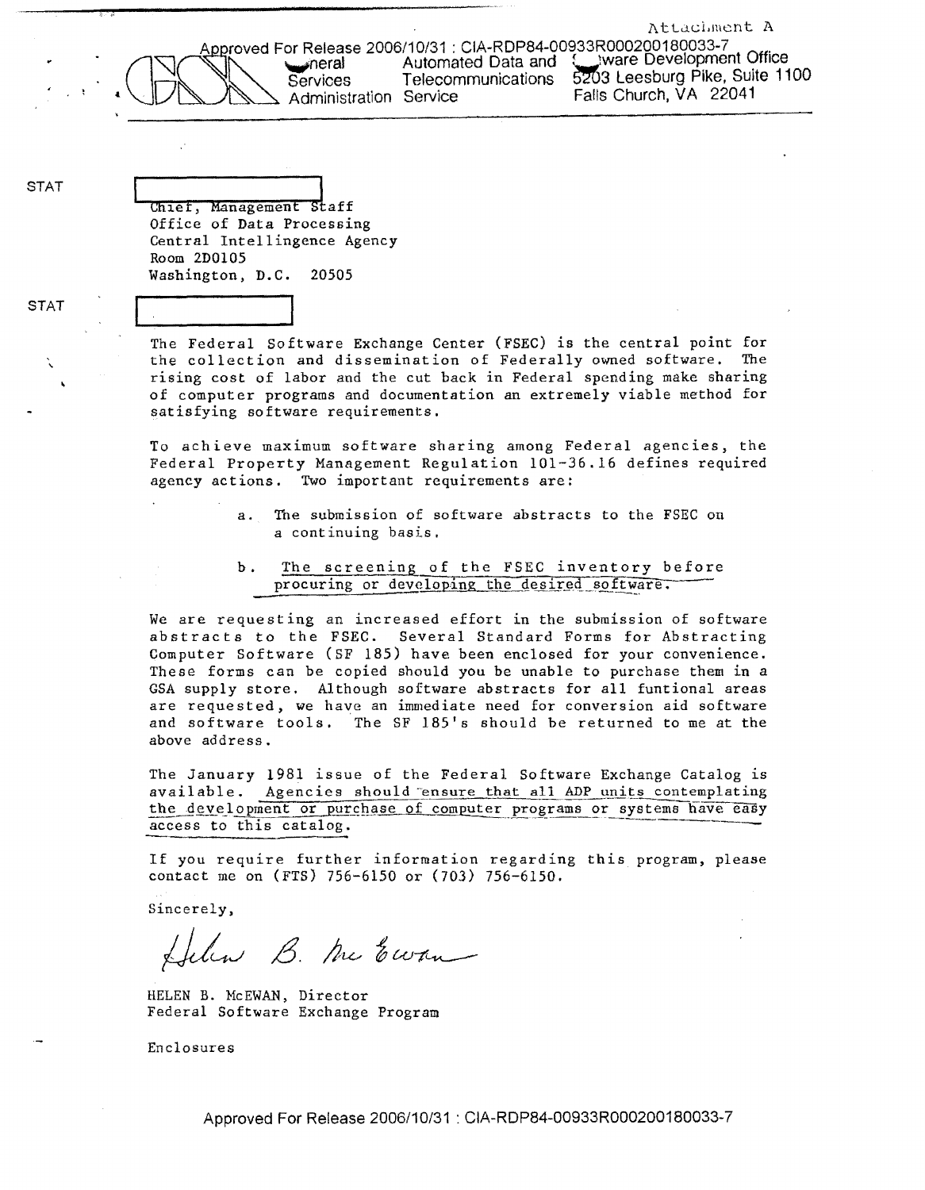Attachment A

General Services Administration
Automated Data and Telecommunications Service
Software Development Office
5203 Leesburg Pike, Suite 1100
Falls Church, VA 22041

STAT

Chief, Management Staff
Office of Data Processing
Central Intelligence Agency
Room 2D0105
Washington, D.C. 20505

STAT

The Federal Software Exchange Center (FSEC) is the central point for the collection and dissemination of Federally owned software. The rising cost of labor and the cut back in Federal spending make sharing of computer programs and documentation an extremely viable method for satisfying software requirements.

To achieve maximum software sharing among Federal agencies, the Federal Property Management Regulation 101-36.16 defines required agency actions. Two important requirements are:

a. The submission of software abstracts to the FSEC on a continuing basis.

b. The screening of the FSEC inventory before procuring or developing the desired software.

We are requesting an increased effort in the submission of software abstracts to the FSEC. Several Standard Forms for Abstracting Computer Software (SF 185) have been enclosed for your convenience. These forms can be copied should you be unable to purchase them in a GSA supply store. Although software abstracts for all funtional areas are requested, we have an immediate need for conversion aid software and software tools. The SF 185's should be returned to me at the above address.

The January 1981 issue of the Federal Software Exchange Catalog is available. Agencies should ensure that all ADP units contemplating the development or purchase of computer programs or systems have easy access to this catalog.

If you require further information regarding this program, please contact me on (FTS) 756-6150 or (703) 756-6150.

Sincerely,

Helen B. McEwan

HELEN B. McEWAN, Director
Federal Software Exchange Program

Enclosures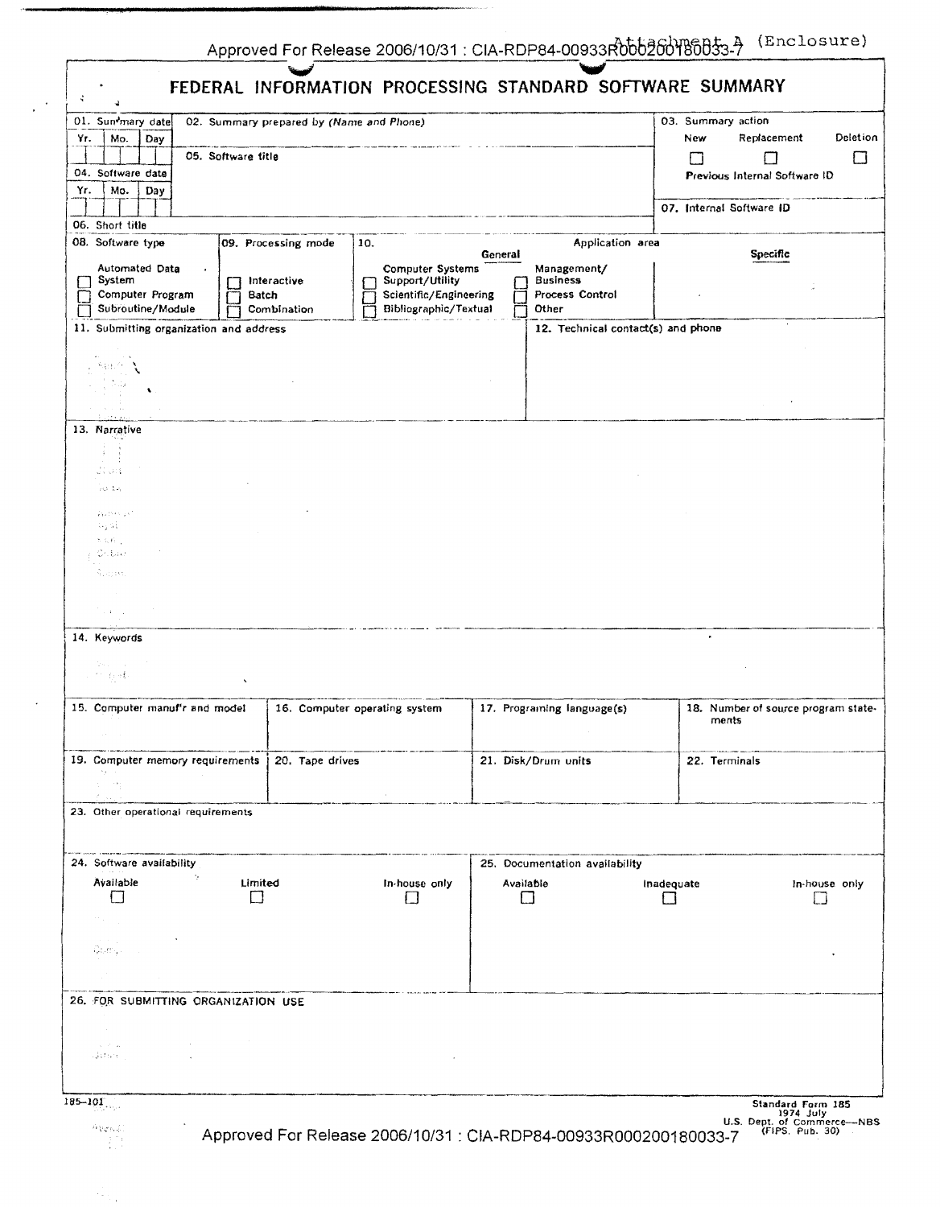Attachment A (Enclosure)

# FEDERAL INFORMATION PROCESSING STANDARD SOFTWARE SUMMARY

| 01. Summary date (Yr. Mo. Day) | 02. Summary prepared by (*Name and Phone*) | 03. Summary action: New ☐ Replacement ☐ Deletion ☐ |
|---|---|---|
| 04. Software date (Yr. Mo. Day) | 05. Software title | Previous Internal Software ID |
| | | 07. Internal Software ID |
| 06. Short title | | |

**08. Software type**
- ☐ Automated Data System
- ☐ Computer Program
- ☐ Subroutine/Module

**09. Processing mode**
- ☐ Interactive
- ☐ Batch
- ☐ Combination

**10. Application area**

General:
- ☐ Computer Systems Support/Utility
- ☐ Scientific/Engineering
- ☐ Bibliographic/Textual
- ☐ Management/Business
- ☐ Process Control
- ☐ Other

Specific:

**11. Submitting organization and address**

**12. Technical contact(s) and phone**

**13. Narrative**

**14. Keywords**

| 15. Computer manuf'r and model | 16. Computer operating system | 17. Programing language(s) | 18. Number of source program statements |
|---|---|---|---|
| | | | |
| **19. Computer memory requirements** | **20. Tape drives** | **21. Disk/Drum units** | **22. Terminals** |
| | | | |

**23. Other operational requirements**

**24. Software availability**
- Available ☐
- Limited ☐
- In-house only ☐

**25. Documentation availability**
- Available ☐
- Inadequate ☐
- In-house only ☐

**26. FOR SUBMITTING ORGANIZATION USE**

185–101

Standard Form 185
1974 July
U.S. Dept. of Commerce—NBS
(FIPS. Pub. 30)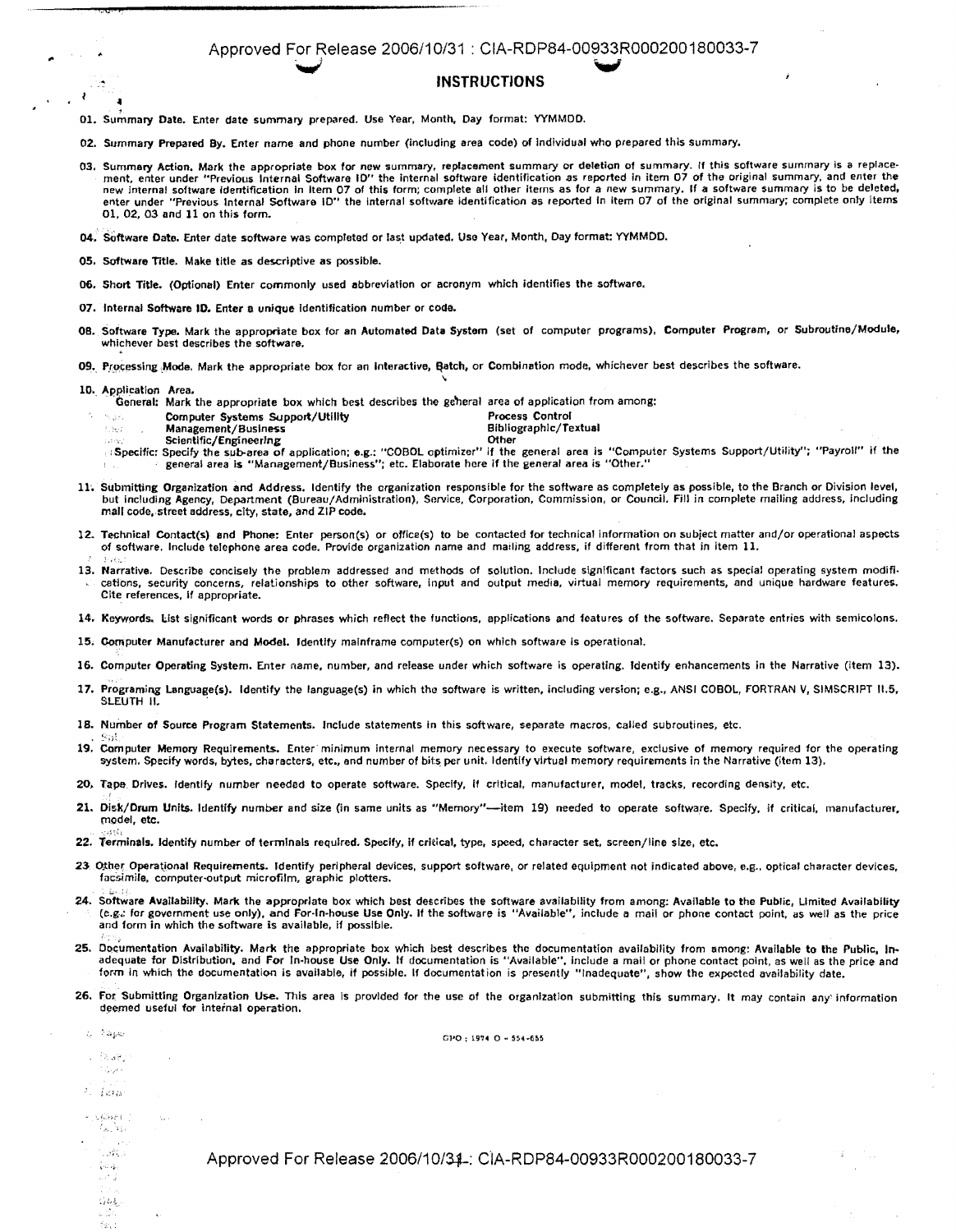# INSTRUCTIONS

01. **Summary Date.** Enter date summary prepared. Use Year, Month, Day format: YYMMDD.

02. **Summary Prepared By.** Enter name and phone number (including area code) of individual who prepared this summary.

03. **Summary Action.** Mark the appropriate box for new summary, replacement summary or deletion of summary. If this software summary is a replacement, enter under "Previous Internal Software ID" the internal software identification as reported in item 07 of the original summary, and enter the new internal software identification in item 07 of this form; complete all other items as for a new summary. If a software summary is to be deleted, enter under "Previous Internal Software ID" the internal software identification as reported in item 07 of the original summary; complete only items 01, 02, 03 and 11 on this form.

04. **Software Date.** Enter date software was completed or last updated. Use Year, Month, Day format: YYMMDD.

05. **Software Title.** Make title as descriptive as possible.

06. **Short Title.** (Optional) Enter commonly used abbreviation or acronym which identifies the software.

07. **Internal Software ID.** Enter a unique identification number or code.

08. **Software Type.** Mark the appropriate box for an **Automated Data System** (set of computer programs), **Computer Program**, or **Subroutine/Module**, whichever best describes the software.

09. **Processing Mode.** Mark the appropriate box for an **Interactive**, **Batch**, or **Combination** mode, whichever best describes the software.

10. **Application Area.**
    **General:** Mark the appropriate box which best describes the general area of application from among:

    | | |
    |---|---|
    | **Computer Systems Support/Utility** | **Process Control** |
    | **Management/Business** | **Bibliographic/Textual** |
    | **Scientific/Engineering** | **Other** |

    **Specific:** Specify the sub-area of application; e.g.: "COBOL optimizer" if the general area is "Computer Systems Support/Utility"; "Payroll" if the general area is "Management/Business"; etc. Elaborate here if the general area is "Other."

11. **Submitting Organization and Address.** Identify the organization responsible for the software as completely as possible, to the Branch or Division level, but including Agency, Department (Bureau/Administration), Service, Corporation, Commission, or Council. Fill in complete mailing address, including mail code, street address, city, state, and ZIP code.

12. **Technical Contact(s) and Phone:** Enter person(s) or office(s) to be contacted for technical information on subject matter and/or operational aspects of software. Include telephone area code. Provide organization name and mailing address, if different from that in item 11.

13. **Narrative.** Describe concisely the problem addressed and methods of solution. Include significant factors such as special operating system modifications, security concerns, relationships to other software, input and output media, virtual memory requirements, and unique hardware features. Cite references, if appropriate.

14. **Keywords.** List significant words or phrases which reflect the functions, applications and features of the software. Separate entries with semicolons.

15. **Computer Manufacturer and Model.** Identify mainframe computer(s) on which software is operational.

16. **Computer Operating System.** Enter name, number, and release under which software is operating. Identify enhancements in the Narrative (item 13).

17. **Programing Language(s).** Identify the language(s) in which the software is written, including version; e.g., ANSI COBOL, FORTRAN V, SIMSCRIPT II.5, SLEUTH II.

18. **Number of Source Program Statements.** Include statements in this software, separate macros, called subroutines, etc.

19. **Computer Memory Requirements.** Enter minimum internal memory necessary to execute software, exclusive of memory required for the operating system. Specify words, bytes, characters, etc., and number of bits per unit. Identify virtual memory requirements in the Narrative (item 13).

20. **Tape Drives.** Identify number needed to operate software. Specify, if critical, manufacturer, model, tracks, recording density, etc.

21. **Disk/Drum Units.** Identify number and size (in same units as "Memory"—item 19) needed to operate software. Specify, if critical, manufacturer, model, etc.

22. **Terminals.** Identify number of terminals required. Specify, if critical, type, speed, character set, screen/line size, etc.

23. **Other Operational Requirements.** Identify peripheral devices, support software, or related equipment not indicated above, e.g., optical character devices, facsimile, computer-output microfilm, graphic plotters.

24. **Software Availability.** Mark the appropriate box which best describes the software availability from among: **Available to the Public, Limited Availability** (e.g.: for government use only), and **For-In-house Use Only.** If the software is "Available", include a mail or phone contact point, as well as the price and form in which the software is available, if possible.

25. **Documentation Availability.** Mark the appropriate box which best describes the documentation availability from among: **Available to the Public, Inadequate for Distribution,** and **For In-house Use Only.** If documentation is "Available", include a mail or phone contact point, as well as the price and form in which the documentation is available, if possible. If documentation is presently "Inadequate", show the expected availability date.

26. **For Submitting Organization Use.** This area is provided for the use of the organization submitting this summary. It may contain any information deemed useful for internal operation.

GPO : 1974 O - 554-655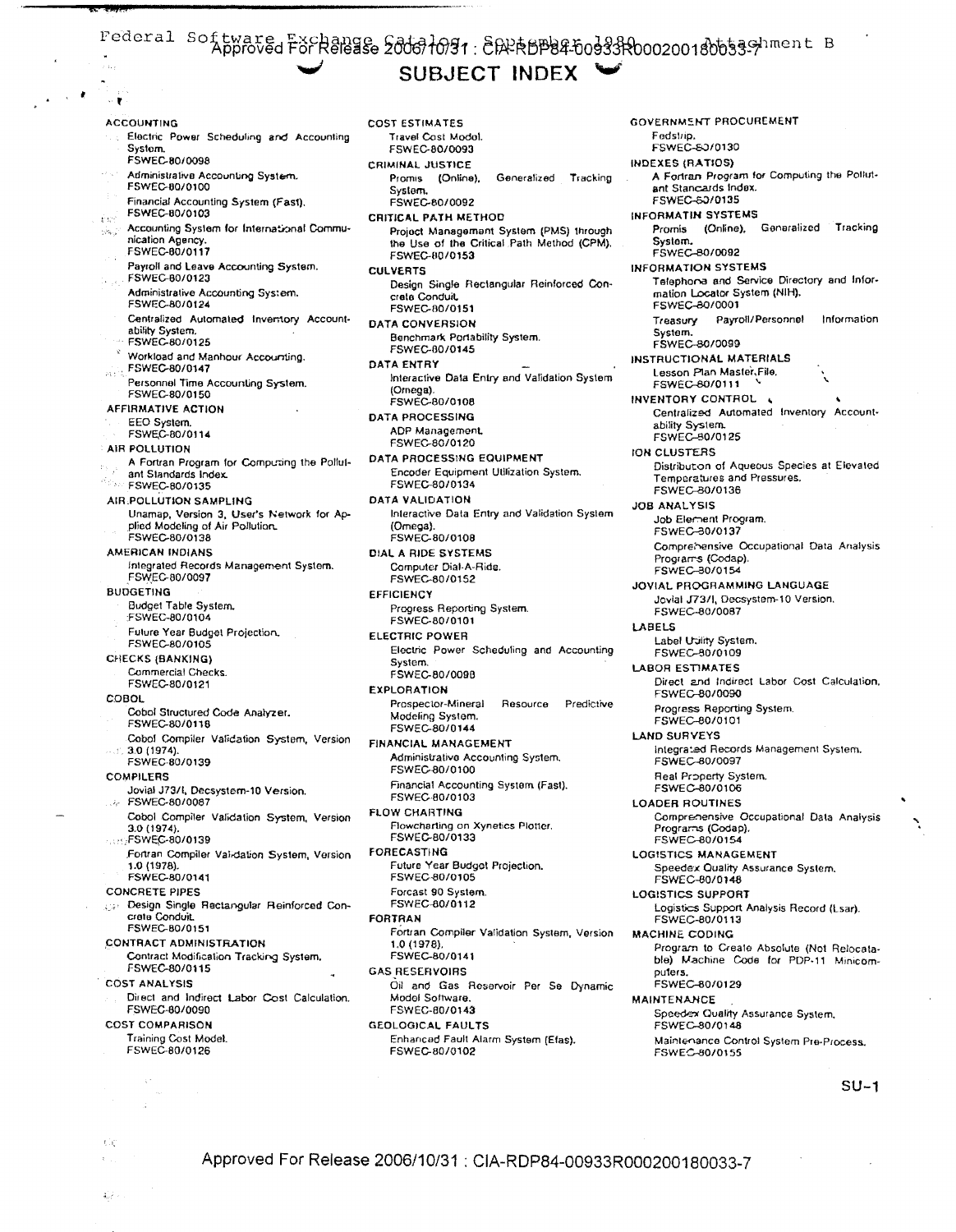Federal Software Exchange Catalog, September 1980 Attachment B

# SUBJECT INDEX

**ACCOUNTING**
- Electric Power Scheduling and Accounting System. FSWEC-80/0098
- Administrative Accounting System. FSWEC-80/0100
- Financial Accounting System (Fast). FSWEC-80/0103
- Accounting System for International Communication Agency. FSWEC-80/0117
- Payroll and Leave Accounting System. FSWEC-80/0123
- Administrative Accounting System. FSWEC-80/0124
- Centralized Automated Inventory Accountability System. FSWEC-80/0125
- Workload and Manhour Accounting. FSWEC-80/0147
- Personnel Time Accounting System. FSWEC-80/0150

**AFFIRMATIVE ACTION**
- EEO System. FSWEC-80/0114

**AIR POLLUTION**
- A Fortran Program for Computing the Pollutant Standards Index. FSWEC-80/0135

**AIR POLLUTION SAMPLING**
- Unamap, Version 3, User's Network for Applied Modeling of Air Pollution. FSWEC-80/0138

**AMERICAN INDIANS**
- Integrated Records Management System. FSWEC-80/0097

**BUDGETING**
- Budget Table System. FSWEC-80/0104
- Future Year Budget Projection. FSWEC-80/0105

**CHECKS (BANKING)**
- Commercial Checks. FSWEC-80/0121

**COBOL**
- Cobol Structured Code Analyzer. FSWEC-80/0118
- Cobol Compiler Validation System, Version 3.0 (1974). FSWEC-80/0139

**COMPILERS**
- Jovial J73/I, Decsystem-10 Version. FSWEC-80/0087
- Cobol Compiler Validation System, Version 3.0 (1974). FSWEC-80/0139
- Fortran Compiler Validation System, Version 1.0 (1978). FSWEC-80/0141

**CONCRETE PIPES**
- Design Single Rectangular Reinforced Concrete Conduit. FSWEC-80/0151

**CONTRACT ADMINISTRATION**
- Contract Modification Tracking System. FSWEC-80/0115

**COST ANALYSIS**
- Direct and Indirect Labor Cost Calculation. FSWEC-80/0090

**COST COMPARISON**
- Training Cost Model. FSWEC-80/0126

**COST ESTIMATES**
- Travel Cost Model. FSWEC-80/0093

**CRIMINAL JUSTICE**
- Promis (Online), Generalized Tracking System. FSWEC-80/0092

**CRITICAL PATH METHOD**
- Project Management System (PMS) through the Use of the Critical Path Method (CPM). FSWEC-80/0153

**CULVERTS**
- Design Single Rectangular Reinforced Concrete Conduit. FSWEC-80/0151

**DATA CONVERSION**
- Benchmark Portability System. FSWEC-80/0145

**DATA ENTRY**
- Interactive Data Entry and Validation System (Omega). FSWEC-80/0108

**DATA PROCESSING**
- ADP Management. FSWEC-80/0120

**DATA PROCESSING EQUIPMENT**
- Encoder Equipment Utilization System. FSWEC-80/0134

**DATA VALIDATION**
- Interactive Data Entry and Validation System (Omega). FSWEC-80/0108

**DIAL A RIDE SYSTEMS**
- Computer Dial-A-Ride. FSWEC-80/0152

**EFFICIENCY**
- Progress Reporting System. FSWEC-80/0101

**ELECTRIC POWER**
- Electric Power Scheduling and Accounting System. FSWEC-80/0098

**EXPLORATION**
- Prospector-Mineral Resource Predictive Modeling System. FSWEC-80/0144

**FINANCIAL MANAGEMENT**
- Administrative Accounting System. FSWEC-80/0100
- Financial Accounting System (Fast). FSWEC-80/0103

**FLOW CHARTING**
- Flowcharting on Xynetics Plotter. FSWEC-80/0133

**FORECASTING**
- Future Year Budget Projection. FSWEC-80/0105
- Forcast 90 System. FSWEC-80/0112

**FORTRAN**
- Fortran Compiler Validation System, Version 1.0 (1978). FSWEC-80/0141

**GAS RESERVOIRS**
- Oil and Gas Reservoir Per Se Dynamic Model Software. FSWEC-80/0143

**GEOLOGICAL FAULTS**
- Enhanced Fault Alarm System (Efas). FSWEC-80/0102

**GOVERNMENT PROCUREMENT**
- Fedstrip. FSWEC-80/0130

**INDEXES (RATIOS)**
- A Fortran Program for Computing the Pollutant Standards Index. FSWEC-80/0135

**INFORMATIN SYSTEMS**
- Promis (Online), Generalized Tracking System. FSWEC-80/0092

**INFORMATION SYSTEMS**
- Telephone and Service Directory and Information Locator System (NIH). FSWEC-80/0001
- Treasury Payroll/Personnel Information System. FSWEC-80/0099

**INSTRUCTIONAL MATERIALS**
- Lesson Plan Master File. FSWEC-80/0111

**INVENTORY CONTROL**
- Centralized Automated Inventory Accountability System. FSWEC-80/0125

**ION CLUSTERS**
- Distribution of Aqueous Species at Elevated Temperatures and Pressures. FSWEC-80/0136

**JOB ANALYSIS**
- Job Element Program. FSWEC-80/0137
- Comprehensive Occupational Data Analysis Programs (Codap). FSWEC-80/0154

**JOVIAL PROGRAMMING LANGUAGE**
- Jovial J73/I, Decsystem-10 Version. FSWEC-80/0087

**LABELS**
- Label Utility System. FSWEC-80/0109

**LABOR ESTIMATES**
- Direct and Indirect Labor Cost Calculation. FSWEC-80/0090
- Progress Reporting System. FSWEC-80/0101

**LAND SURVEYS**
- Integrated Records Management System. FSWEC-80/0097
- Real Property System. FSWEC-80/0106

**LOADER ROUTINES**
- Comprehensive Occupational Data Analysis Programs (Codap). FSWEC-80/0154

**LOGISTICS MANAGEMENT**
- Speedex Quality Assurance System. FSWEC-80/0148

**LOGISTICS SUPPORT**
- Logistics Support Analysis Record (Lsar). FSWEC-80/0113

**MACHINE CODING**
- Program to Create Absolute (Not Relocatable) Machine Code for PDP-11 Minicomputers. FSWEC-80/0129

**MAINTENANCE**
- Speedex Quality Assurance System. FSWEC-80/0148
- Maintenance Control System Pre-Process. FSWEC-80/0155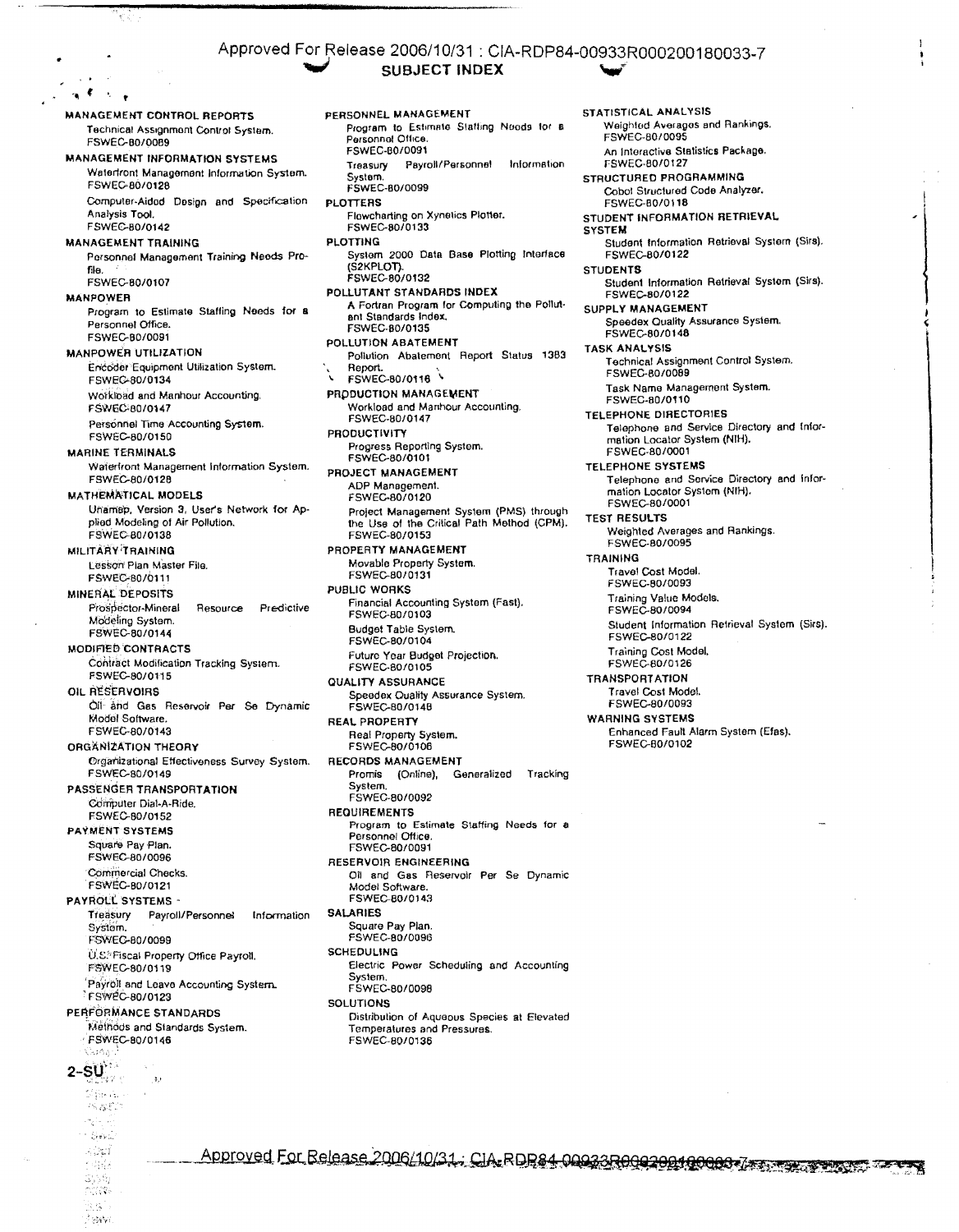## SUBJECT INDEX

**MANAGEMENT CONTROL REPORTS**
Technical Assignment Control System.
FSWEC-80/0089

**MANAGEMENT INFORMATION SYSTEMS**
Waterfront Management Information System.
FSWEC-80/0128
Computer-Aided Design and Specification Analysis Tool.
FSWEC-80/0142

**MANAGEMENT TRAINING**
Personnel Management Training Needs Profile.
FSWEC-80/0107

**MANPOWER**
Program to Estimate Staffing Needs for a Personnel Office.
FSWEC-80/0091

**MANPOWER UTILIZATION**
Encoder Equipment Utilization System.
FSWEC-80/0134
Workload and Manhour Accounting.
FSWEC-80/0147
Personnel Time Accounting System.
FSWEC-80/0150

**MARINE TERMINALS**
Waterfront Management Information System.
FSWEC-80/0128

**MATHEMATICAL MODELS**
Unamap, Version 3, User's Network for Applied Modeling of Air Pollution.
FSWEC-80/0138

**MILITARY TRAINING**
Lesson Plan Master File.
FSWEC-80/0111

**MINERAL DEPOSITS**
Prospector-Mineral Resource Predictive Modeling System.
FSWEC-80/0144

**MODIFIED CONTRACTS**
Contract Modification Tracking System.
FSWEC-80/0115

**OIL RESERVOIRS**
Oil and Gas Reservoir Per Se Dynamic Model Software.
FSWEC-80/0143

**ORGANIZATION THEORY**
Organizational Effectiveness Survey System.
FSWEC-80/0149

**PASSENGER TRANSPORTATION**
Computer Dial-A-Ride.
FSWEC-80/0152

**PAYMENT SYSTEMS**
Square Pay Plan.
FSWEC-80/0096
Commercial Checks.
FSWEC-80/0121

**PAYROLL SYSTEMS**
Treasury Payroll/Personnel Information System.
FSWEC-80/0099
U.S. Fiscal Property Office Payroll.
FSWEC-80/0119
Payroll and Leave Accounting System.
FSWEC-80/0123

**PERFORMANCE STANDARDS**
Methods and Standards System.
FSWEC-80/0146

**PERSONNEL MANAGEMENT**
Program to Estimate Staffing Needs for a Personnel Office.
FSWEC-80/0091
Treasury Payroll/Personnel Information System.
FSWEC-80/0099

**PLOTTERS**
Flowcharting on Xynetics Plotter.
FSWEC-80/0133

**PLOTTING**
System 2000 Data Base Plotting Interface (S2KPLOT).
FSWEC-80/0132

**POLLUTANT STANDARDS INDEX**
A Fortran Program for Computing the Pollutant Standards Index.
FSWEC-80/0135

**POLLUTION ABATEMENT**
Pollution Abatement Report Status 1383 Report.
FSWEC-80/0116

**PRODUCTION MANAGEMENT**
Workload and Manhour Accounting.
FSWEC-80/0147

**PRODUCTIVITY**
Progress Reporting System.
FSWEC-80/0101

**PROJECT MANAGEMENT**
ADP Management.
FSWEC-80/0120
Project Management System (PMS) through the Use of the Critical Path Method (CPM).
FSWEC-80/0153

**PROPERTY MANAGEMENT**
Movable Property System.
FSWEC-80/0131

**PUBLIC WORKS**
Financial Accounting System (Fast).
FSWEC-80/0103
Budget Table System.
FSWEC-80/0104
Future Year Budget Projection.
FSWEC-80/0105

**QUALITY ASSURANCE**
Speedex Quality Assurance System.
FSWEC-80/0148

**REAL PROPERTY**
Real Property System.
FSWEC-80/0106

**RECORDS MANAGEMENT**
Promis (Online), Generalized Tracking System.
FSWEC-80/0092

**REQUIREMENTS**
Program to Estimate Staffing Needs for a Personnel Office.
FSWEC-80/0091

**RESERVOIR ENGINEERING**
Oil and Gas Reservoir Per Se Dynamic Model Software.
FSWEC-80/0143

**SALARIES**
Square Pay Plan.
FSWEC-80/0096

**SCHEDULING**
Electric Power Scheduling and Accounting System.
FSWEC-80/0098

**SOLUTIONS**
Distribution of Aqueous Species at Elevated Temperatures and Pressures.
FSWEC-80/0136

**STATISTICAL ANALYSIS**
Weighted Averages and Rankings.
FSWEC-80/0095
An Interactive Statistics Package.
FSWEC-80/0127

**STRUCTURED PROGRAMMING**
Cobol Structured Code Analyzer.
FSWEC-80/0118

**STUDENT INFORMATION RETRIEVAL SYSTEM**
Student Information Retrieval System (Sirs).
FSWEC-80/0122

**STUDENTS**
Student Information Retrieval System (Sirs).
FSWEC-80/0122

**SUPPLY MANAGEMENT**
Speedex Quality Assurance System.
FSWEC-80/0148

**TASK ANALYSIS**
Technical Assignment Control System.
FSWEC-80/0089
Task Name Management System.
FSWEC-80/0110

**TELEPHONE DIRECTORIES**
Telephone and Service Directory and Information Locator System (NIH).
FSWEC-80/0001

**TELEPHONE SYSTEMS**
Telephone and Service Directory and Information Locator System (NIH).
FSWEC-80/0001

**TEST RESULTS**
Weighted Averages and Rankings.
FSWEC-80/0095

**TRAINING**
Travel Cost Model.
FSWEC-80/0093
Training Value Models.
FSWEC-80/0094
Student Information Retrieval System (Sirs).
FSWEC-80/0122
Training Cost Model.
FSWEC-80/0126

**TRANSPORTATION**
Travel Cost Model.
FSWEC-80/0093

**WARNING SYSTEMS**
Enhanced Fault Alarm System (Efas).
FSWEC-80/0102